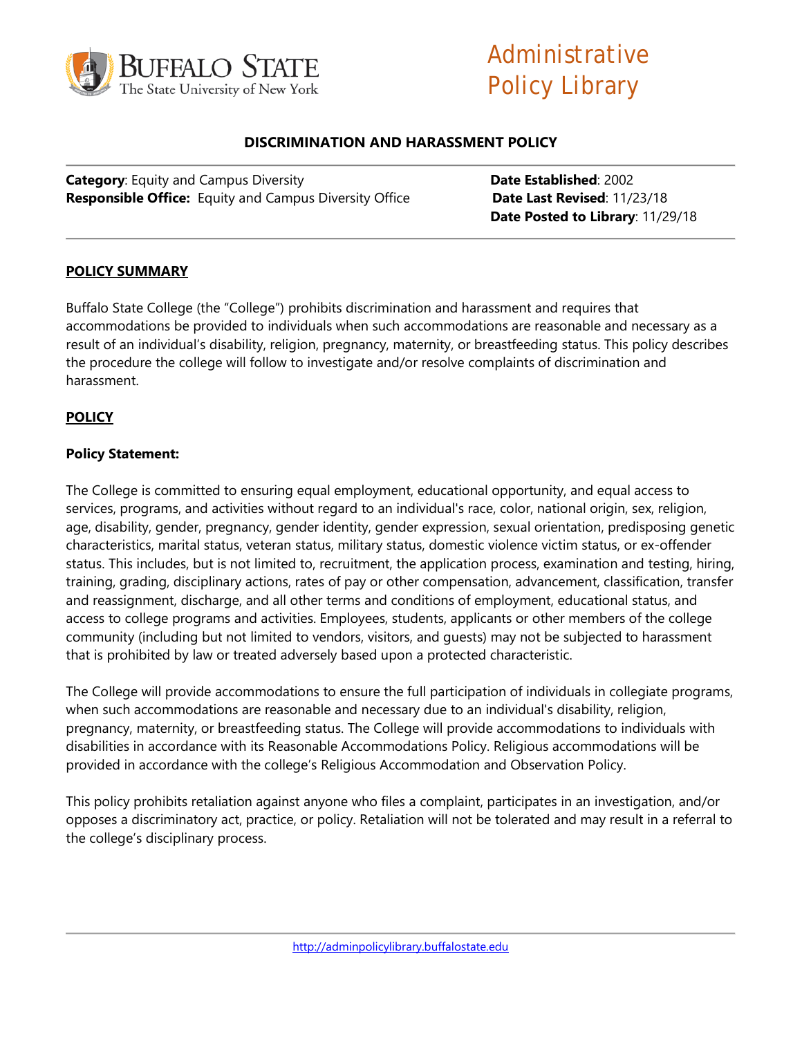Buffalo State
The State University of New York

Administrative Policy Library

# DISCRIMINATION AND HARASSMENT POLICY

**Category**: Equity and Campus Diversity
**Responsible Office:** Equity and Campus Diversity Office

**Date Established**: 2002
**Date Last Revised**: 11/23/18
**Date Posted to Library**: 11/29/18

## POLICY SUMMARY

Buffalo State College (the "College") prohibits discrimination and harassment and requires that accommodations be provided to individuals when such accommodations are reasonable and necessary as a result of an individual's disability, religion, pregnancy, maternity, or breastfeeding status. This policy describes the procedure the college will follow to investigate and/or resolve complaints of discrimination and harassment.

## POLICY

### Policy Statement:

The College is committed to ensuring equal employment, educational opportunity, and equal access to services, programs, and activities without regard to an individual's race, color, national origin, sex, religion, age, disability, gender, pregnancy, gender identity, gender expression, sexual orientation, predisposing genetic characteristics, marital status, veteran status, military status, domestic violence victim status, or ex-offender status. This includes, but is not limited to, recruitment, the application process, examination and testing, hiring, training, grading, disciplinary actions, rates of pay or other compensation, advancement, classification, transfer and reassignment, discharge, and all other terms and conditions of employment, educational status, and access to college programs and activities. Employees, students, applicants or other members of the college community (including but not limited to vendors, visitors, and guests) may not be subjected to harassment that is prohibited by law or treated adversely based upon a protected characteristic.

The College will provide accommodations to ensure the full participation of individuals in collegiate programs, when such accommodations are reasonable and necessary due to an individual's disability, religion, pregnancy, maternity, or breastfeeding status. The College will provide accommodations to individuals with disabilities in accordance with its Reasonable Accommodations Policy. Religious accommodations will be provided in accordance with the college's Religious Accommodation and Observation Policy.

This policy prohibits retaliation against anyone who files a complaint, participates in an investigation, and/or opposes a discriminatory act, practice, or policy. Retaliation will not be tolerated and may result in a referral to the college's disciplinary process.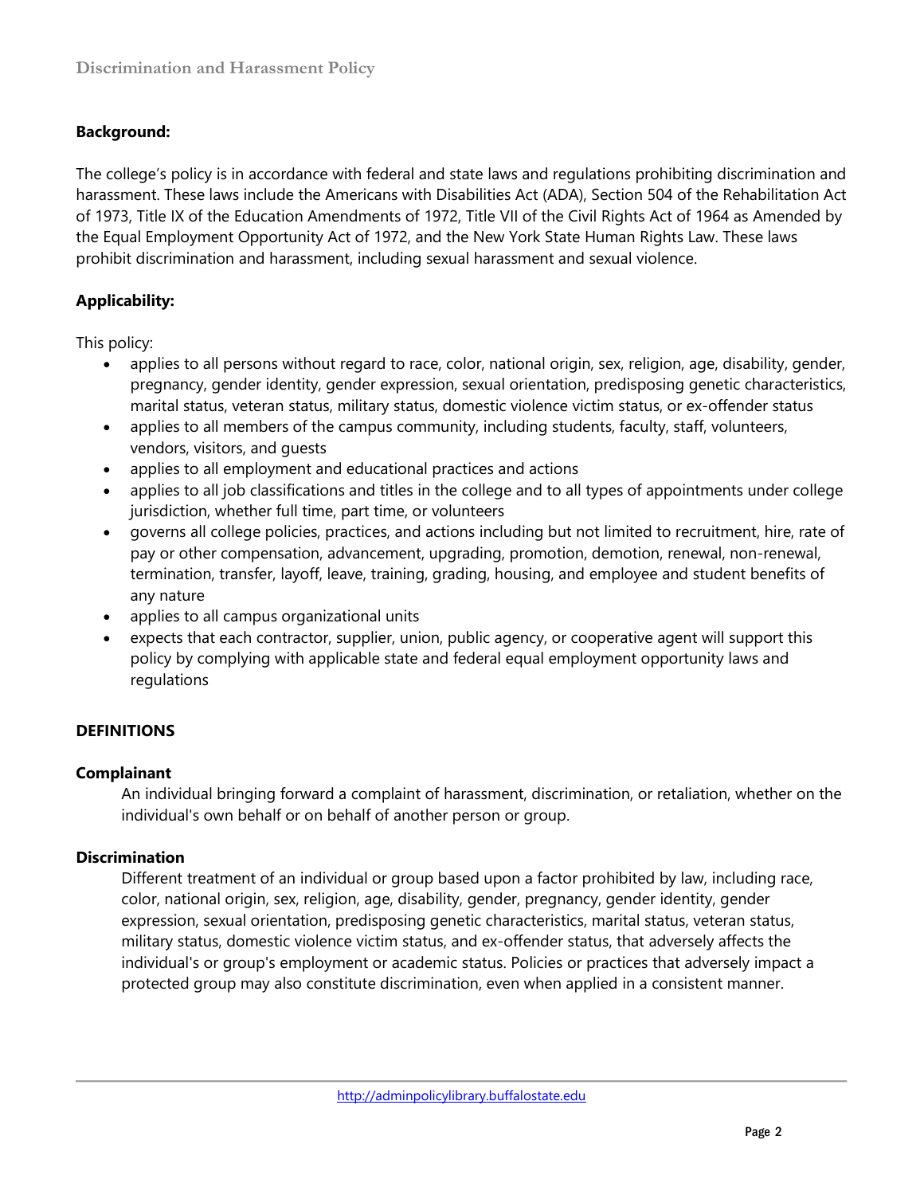**Background:**

The college's policy is in accordance with federal and state laws and regulations prohibiting discrimination and harassment. These laws include the Americans with Disabilities Act (ADA), Section 504 of the Rehabilitation Act of 1973, Title IX of the Education Amendments of 1972, Title VII of the Civil Rights Act of 1964 as Amended by the Equal Employment Opportunity Act of 1972, and the New York State Human Rights Law. These laws prohibit discrimination and harassment, including sexual harassment and sexual violence.

**Applicability:**

This policy:

- applies to all persons without regard to race, color, national origin, sex, religion, age, disability, gender, pregnancy, gender identity, gender expression, sexual orientation, predisposing genetic characteristics, marital status, veteran status, military status, domestic violence victim status, or ex-offender status
- applies to all members of the campus community, including students, faculty, staff, volunteers, vendors, visitors, and guests
- applies to all employment and educational practices and actions
- applies to all job classifications and titles in the college and to all types of appointments under college jurisdiction, whether full time, part time, or volunteers
- governs all college policies, practices, and actions including but not limited to recruitment, hire, rate of pay or other compensation, advancement, upgrading, promotion, demotion, renewal, non-renewal, termination, transfer, layoff, leave, training, grading, housing, and employee and student benefits of any nature
- applies to all campus organizational units
- expects that each contractor, supplier, union, public agency, or cooperative agent will support this policy by complying with applicable state and federal equal employment opportunity laws and regulations

## DEFINITIONS

**Complainant**

An individual bringing forward a complaint of harassment, discrimination, or retaliation, whether on the individual's own behalf or on behalf of another person or group.

**Discrimination**

Different treatment of an individual or group based upon a factor prohibited by law, including race, color, national origin, sex, religion, age, disability, gender, pregnancy, gender identity, gender expression, sexual orientation, predisposing genetic characteristics, marital status, veteran status, military status, domestic violence victim status, and ex-offender status, that adversely affects the individual's or group's employment or academic status. Policies or practices that adversely impact a protected group may also constitute discrimination, even when applied in a consistent manner.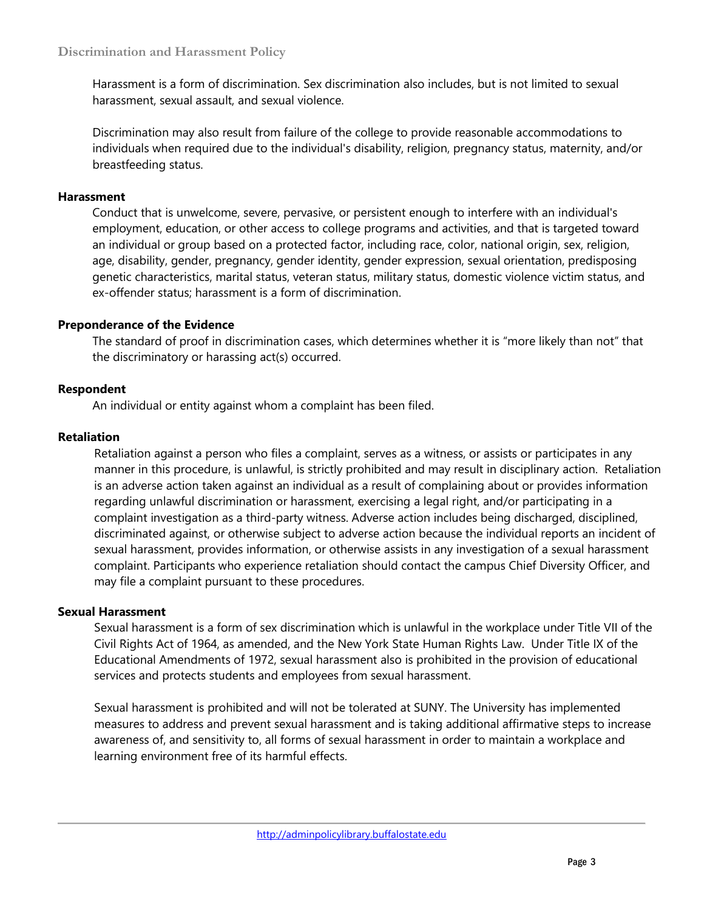Harassment is a form of discrimination. Sex discrimination also includes, but is not limited to sexual harassment, sexual assault, and sexual violence.

Discrimination may also result from failure of the college to provide reasonable accommodations to individuals when required due to the individual's disability, religion, pregnancy status, maternity, and/or breastfeeding status.

**Harassment**

Conduct that is unwelcome, severe, pervasive, or persistent enough to interfere with an individual's employment, education, or other access to college programs and activities, and that is targeted toward an individual or group based on a protected factor, including race, color, national origin, sex, religion, age, disability, gender, pregnancy, gender identity, gender expression, sexual orientation, predisposing genetic characteristics, marital status, veteran status, military status, domestic violence victim status, and ex-offender status; harassment is a form of discrimination.

**Preponderance of the Evidence**

The standard of proof in discrimination cases, which determines whether it is "more likely than not" that the discriminatory or harassing act(s) occurred.

**Respondent**

An individual or entity against whom a complaint has been filed.

**Retaliation**

Retaliation against a person who files a complaint, serves as a witness, or assists or participates in any manner in this procedure, is unlawful, is strictly prohibited and may result in disciplinary action. Retaliation is an adverse action taken against an individual as a result of complaining about or provides information regarding unlawful discrimination or harassment, exercising a legal right, and/or participating in a complaint investigation as a third-party witness. Adverse action includes being discharged, disciplined, discriminated against, or otherwise subject to adverse action because the individual reports an incident of sexual harassment, provides information, or otherwise assists in any investigation of a sexual harassment complaint. Participants who experience retaliation should contact the campus Chief Diversity Officer, and may file a complaint pursuant to these procedures.

**Sexual Harassment**

Sexual harassment is a form of sex discrimination which is unlawful in the workplace under Title VII of the Civil Rights Act of 1964, as amended, and the New York State Human Rights Law. Under Title IX of the Educational Amendments of 1972, sexual harassment also is prohibited in the provision of educational services and protects students and employees from sexual harassment.

Sexual harassment is prohibited and will not be tolerated at SUNY. The University has implemented measures to address and prevent sexual harassment and is taking additional affirmative steps to increase awareness of, and sensitivity to, all forms of sexual harassment in order to maintain a workplace and learning environment free of its harmful effects.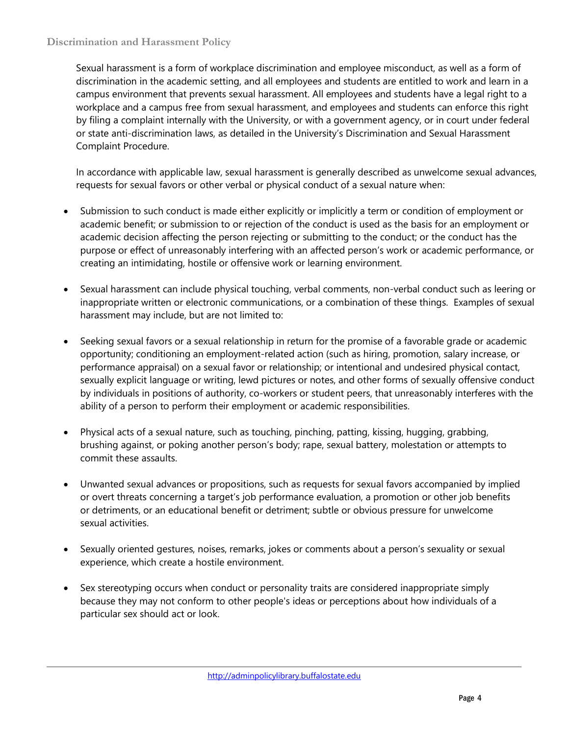Sexual harassment is a form of workplace discrimination and employee misconduct, as well as a form of discrimination in the academic setting, and all employees and students are entitled to work and learn in a campus environment that prevents sexual harassment. All employees and students have a legal right to a workplace and a campus free from sexual harassment, and employees and students can enforce this right by filing a complaint internally with the University, or with a government agency, or in court under federal or state anti-discrimination laws, as detailed in the University's Discrimination and Sexual Harassment Complaint Procedure.

In accordance with applicable law, sexual harassment is generally described as unwelcome sexual advances, requests for sexual favors or other verbal or physical conduct of a sexual nature when:

- Submission to such conduct is made either explicitly or implicitly a term or condition of employment or academic benefit; or submission to or rejection of the conduct is used as the basis for an employment or academic decision affecting the person rejecting or submitting to the conduct; or the conduct has the purpose or effect of unreasonably interfering with an affected person's work or academic performance, or creating an intimidating, hostile or offensive work or learning environment.

- Sexual harassment can include physical touching, verbal comments, non-verbal conduct such as leering or inappropriate written or electronic communications, or a combination of these things. Examples of sexual harassment may include, but are not limited to:

- Seeking sexual favors or a sexual relationship in return for the promise of a favorable grade or academic opportunity; conditioning an employment-related action (such as hiring, promotion, salary increase, or performance appraisal) on a sexual favor or relationship; or intentional and undesired physical contact, sexually explicit language or writing, lewd pictures or notes, and other forms of sexually offensive conduct by individuals in positions of authority, co-workers or student peers, that unreasonably interferes with the ability of a person to perform their employment or academic responsibilities.

- Physical acts of a sexual nature, such as touching, pinching, patting, kissing, hugging, grabbing, brushing against, or poking another person's body; rape, sexual battery, molestation or attempts to commit these assaults.

- Unwanted sexual advances or propositions, such as requests for sexual favors accompanied by implied or overt threats concerning a target's job performance evaluation, a promotion or other job benefits or detriments, or an educational benefit or detriment; subtle or obvious pressure for unwelcome sexual activities.

- Sexually oriented gestures, noises, remarks, jokes or comments about a person's sexuality or sexual experience, which create a hostile environment.

- Sex stereotyping occurs when conduct or personality traits are considered inappropriate simply because they may not conform to other people's ideas or perceptions about how individuals of a particular sex should act or look.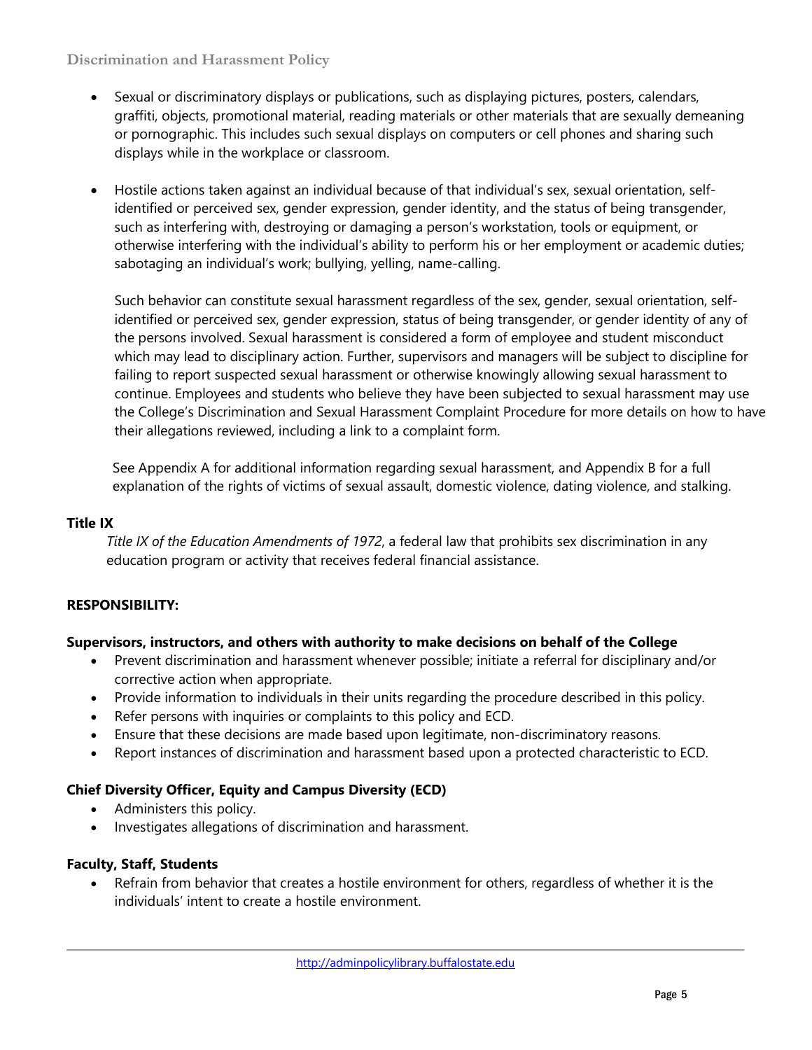- Sexual or discriminatory displays or publications, such as displaying pictures, posters, calendars, graffiti, objects, promotional material, reading materials or other materials that are sexually demeaning or pornographic. This includes such sexual displays on computers or cell phones and sharing such displays while in the workplace or classroom.

- Hostile actions taken against an individual because of that individual's sex, sexual orientation, self-identified or perceived sex, gender expression, gender identity, and the status of being transgender, such as interfering with, destroying or damaging a person's workstation, tools or equipment, or otherwise interfering with the individual's ability to perform his or her employment or academic duties; sabotaging an individual's work; bullying, yelling, name-calling.

  Such behavior can constitute sexual harassment regardless of the sex, gender, sexual orientation, self-identified or perceived sex, gender expression, status of being transgender, or gender identity of any of the persons involved. Sexual harassment is considered a form of employee and student misconduct which may lead to disciplinary action. Further, supervisors and managers will be subject to discipline for failing to report suspected sexual harassment or otherwise knowingly allowing sexual harassment to continue. Employees and students who believe they have been subjected to sexual harassment may use the College's Discrimination and Sexual Harassment Complaint Procedure for more details on how to have their allegations reviewed, including a link to a complaint form.

  See Appendix A for additional information regarding sexual harassment, and Appendix B for a full explanation of the rights of victims of sexual assault, domestic violence, dating violence, and stalking.

**Title IX**

*Title IX of the Education Amendments of 1972*, a federal law that prohibits sex discrimination in any education program or activity that receives federal financial assistance.

## RESPONSIBILITY:

### Supervisors, instructors, and others with authority to make decisions on behalf of the College

- Prevent discrimination and harassment whenever possible; initiate a referral for disciplinary and/or corrective action when appropriate.
- Provide information to individuals in their units regarding the procedure described in this policy.
- Refer persons with inquiries or complaints to this policy and ECD.
- Ensure that these decisions are made based upon legitimate, non-discriminatory reasons.
- Report instances of discrimination and harassment based upon a protected characteristic to ECD.

### Chief Diversity Officer, Equity and Campus Diversity (ECD)

- Administers this policy.
- Investigates allegations of discrimination and harassment.

### Faculty, Staff, Students

- Refrain from behavior that creates a hostile environment for others, regardless of whether it is the individuals' intent to create a hostile environment.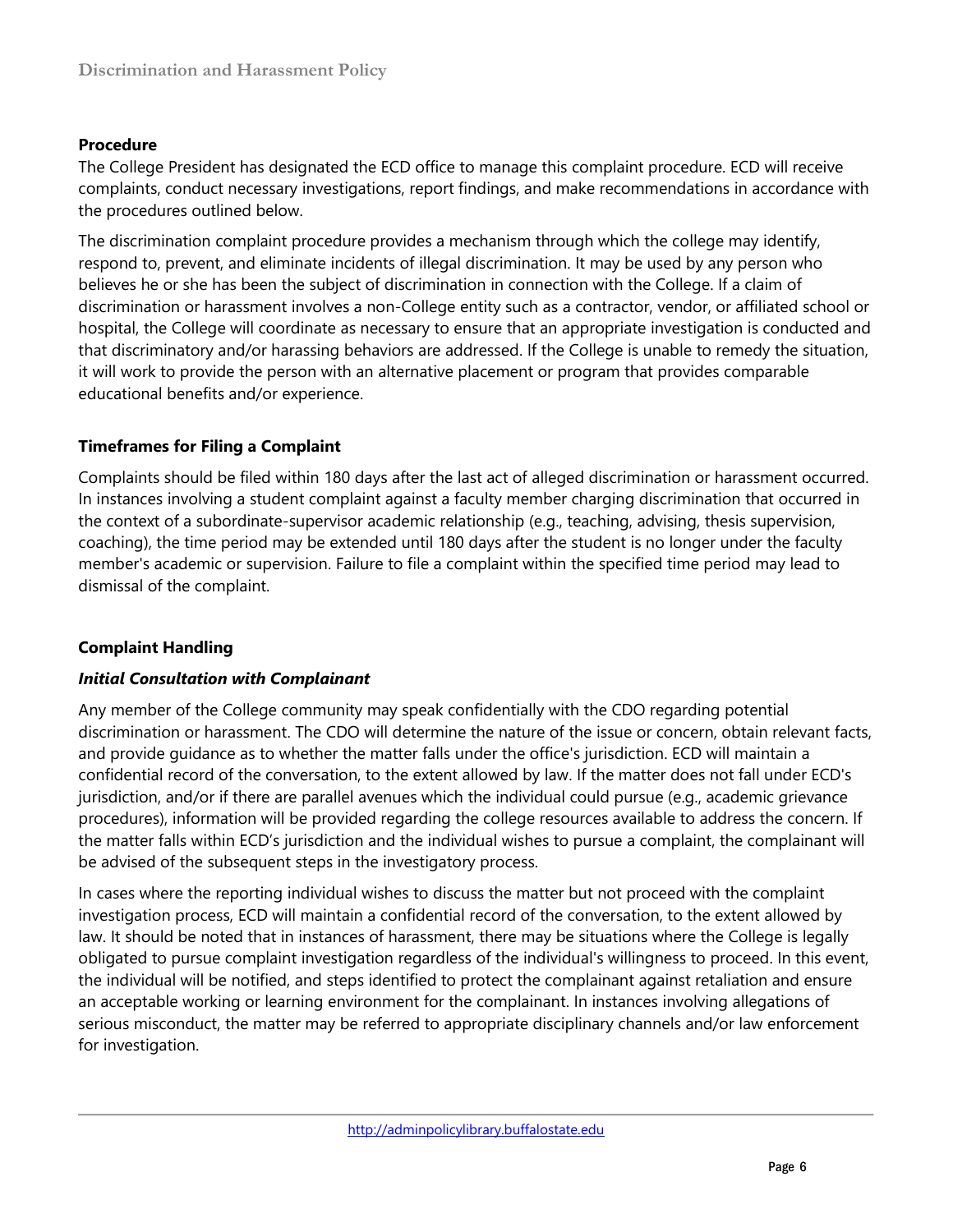**Procedure**

The College President has designated the ECD office to manage this complaint procedure. ECD will receive complaints, conduct necessary investigations, report findings, and make recommendations in accordance with the procedures outlined below.

The discrimination complaint procedure provides a mechanism through which the college may identify, respond to, prevent, and eliminate incidents of illegal discrimination. It may be used by any person who believes he or she has been the subject of discrimination in connection with the College. If a claim of discrimination or harassment involves a non-College entity such as a contractor, vendor, or affiliated school or hospital, the College will coordinate as necessary to ensure that an appropriate investigation is conducted and that discriminatory and/or harassing behaviors are addressed. If the College is unable to remedy the situation, it will work to provide the person with an alternative placement or program that provides comparable educational benefits and/or experience.

**Timeframes for Filing a Complaint**

Complaints should be filed within 180 days after the last act of alleged discrimination or harassment occurred. In instances involving a student complaint against a faculty member charging discrimination that occurred in the context of a subordinate-supervisor academic relationship (e.g., teaching, advising, thesis supervision, coaching), the time period may be extended until 180 days after the student is no longer under the faculty member's academic or supervision. Failure to file a complaint within the specified time period may lead to dismissal of the complaint.

**Complaint Handling**

***Initial Consultation with Complainant***

Any member of the College community may speak confidentially with the CDO regarding potential discrimination or harassment. The CDO will determine the nature of the issue or concern, obtain relevant facts, and provide guidance as to whether the matter falls under the office's jurisdiction. ECD will maintain a confidential record of the conversation, to the extent allowed by law. If the matter does not fall under ECD's jurisdiction, and/or if there are parallel avenues which the individual could pursue (e.g., academic grievance procedures), information will be provided regarding the college resources available to address the concern. If the matter falls within ECD's jurisdiction and the individual wishes to pursue a complaint, the complainant will be advised of the subsequent steps in the investigatory process.

In cases where the reporting individual wishes to discuss the matter but not proceed with the complaint investigation process, ECD will maintain a confidential record of the conversation, to the extent allowed by law. It should be noted that in instances of harassment, there may be situations where the College is legally obligated to pursue complaint investigation regardless of the individual's willingness to proceed. In this event, the individual will be notified, and steps identified to protect the complainant against retaliation and ensure an acceptable working or learning environment for the complainant. In instances involving allegations of serious misconduct, the matter may be referred to appropriate disciplinary channels and/or law enforcement for investigation.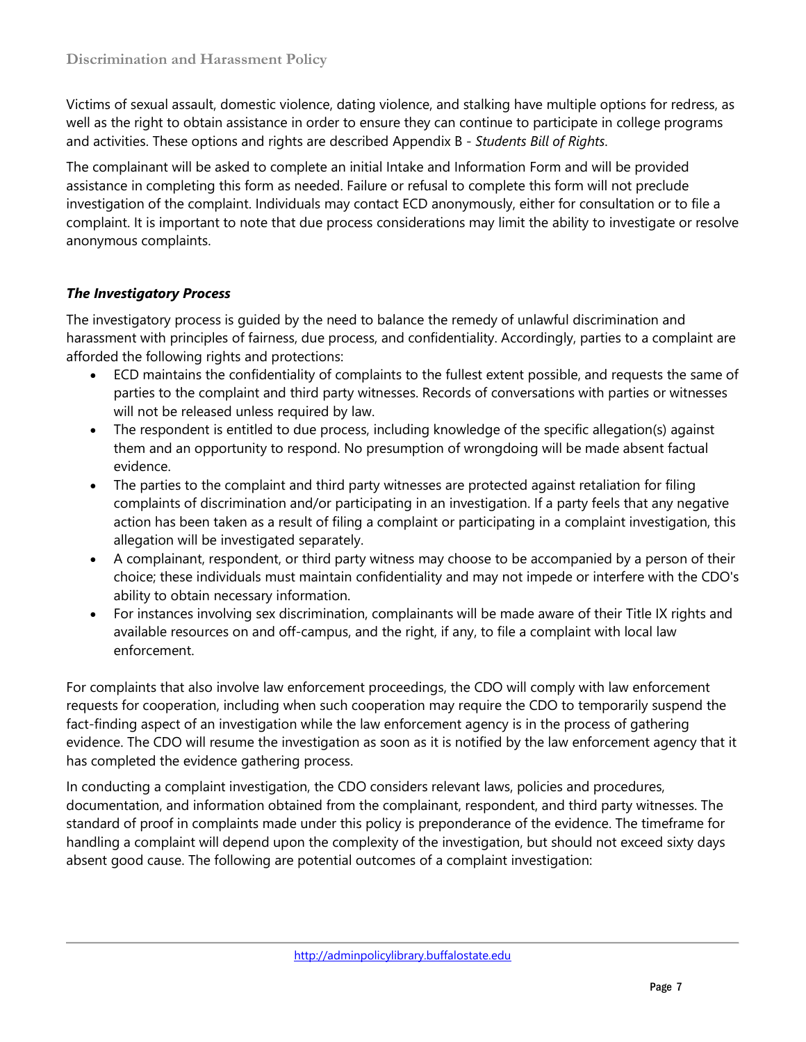Victims of sexual assault, domestic violence, dating violence, and stalking have multiple options for redress, as well as the right to obtain assistance in order to ensure they can continue to participate in college programs and activities. These options and rights are described Appendix B - *Students Bill of Rights*.

The complainant will be asked to complete an initial Intake and Information Form and will be provided assistance in completing this form as needed. Failure or refusal to complete this form will not preclude investigation of the complaint. Individuals may contact ECD anonymously, either for consultation or to file a complaint. It is important to note that due process considerations may limit the ability to investigate or resolve anonymous complaints.

### *The Investigatory Process*

The investigatory process is guided by the need to balance the remedy of unlawful discrimination and harassment with principles of fairness, due process, and confidentiality. Accordingly, parties to a complaint are afforded the following rights and protections:

- ECD maintains the confidentiality of complaints to the fullest extent possible, and requests the same of parties to the complaint and third party witnesses. Records of conversations with parties or witnesses will not be released unless required by law.
- The respondent is entitled to due process, including knowledge of the specific allegation(s) against them and an opportunity to respond. No presumption of wrongdoing will be made absent factual evidence.
- The parties to the complaint and third party witnesses are protected against retaliation for filing complaints of discrimination and/or participating in an investigation. If a party feels that any negative action has been taken as a result of filing a complaint or participating in a complaint investigation, this allegation will be investigated separately.
- A complainant, respondent, or third party witness may choose to be accompanied by a person of their choice; these individuals must maintain confidentiality and may not impede or interfere with the CDO's ability to obtain necessary information.
- For instances involving sex discrimination, complainants will be made aware of their Title IX rights and available resources on and off-campus, and the right, if any, to file a complaint with local law enforcement.

For complaints that also involve law enforcement proceedings, the CDO will comply with law enforcement requests for cooperation, including when such cooperation may require the CDO to temporarily suspend the fact-finding aspect of an investigation while the law enforcement agency is in the process of gathering evidence. The CDO will resume the investigation as soon as it is notified by the law enforcement agency that it has completed the evidence gathering process.

In conducting a complaint investigation, the CDO considers relevant laws, policies and procedures, documentation, and information obtained from the complainant, respondent, and third party witnesses. The standard of proof in complaints made under this policy is preponderance of the evidence. The timeframe for handling a complaint will depend upon the complexity of the investigation, but should not exceed sixty days absent good cause. The following are potential outcomes of a complaint investigation: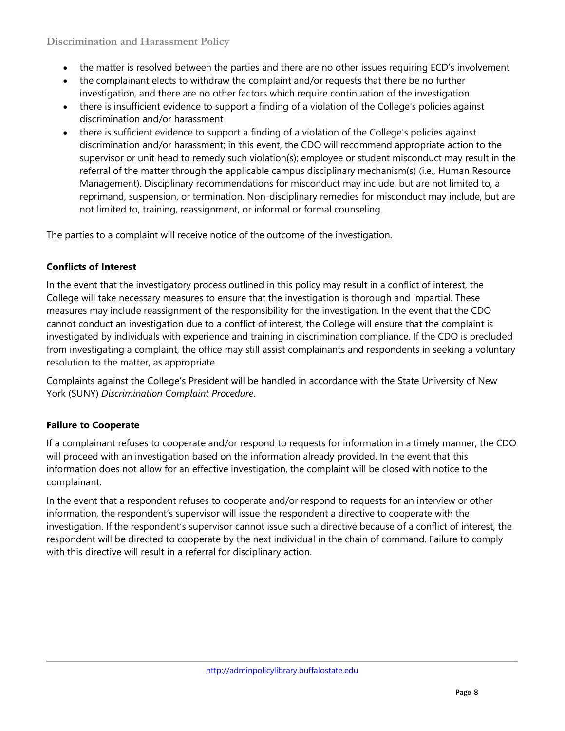- the matter is resolved between the parties and there are no other issues requiring ECD's involvement
- the complainant elects to withdraw the complaint and/or requests that there be no further investigation, and there are no other factors which require continuation of the investigation
- there is insufficient evidence to support a finding of a violation of the College's policies against discrimination and/or harassment
- there is sufficient evidence to support a finding of a violation of the College's policies against discrimination and/or harassment; in this event, the CDO will recommend appropriate action to the supervisor or unit head to remedy such violation(s); employee or student misconduct may result in the referral of the matter through the applicable campus disciplinary mechanism(s) (i.e., Human Resource Management). Disciplinary recommendations for misconduct may include, but are not limited to, a reprimand, suspension, or termination. Non-disciplinary remedies for misconduct may include, but are not limited to, training, reassignment, or informal or formal counseling.

The parties to a complaint will receive notice of the outcome of the investigation.

### Conflicts of Interest

In the event that the investigatory process outlined in this policy may result in a conflict of interest, the College will take necessary measures to ensure that the investigation is thorough and impartial. These measures may include reassignment of the responsibility for the investigation. In the event that the CDO cannot conduct an investigation due to a conflict of interest, the College will ensure that the complaint is investigated by individuals with experience and training in discrimination compliance. If the CDO is precluded from investigating a complaint, the office may still assist complainants and respondents in seeking a voluntary resolution to the matter, as appropriate.

Complaints against the College's President will be handled in accordance with the State University of New York (SUNY) *Discrimination Complaint Procedure*.

### Failure to Cooperate

If a complainant refuses to cooperate and/or respond to requests for information in a timely manner, the CDO will proceed with an investigation based on the information already provided. In the event that this information does not allow for an effective investigation, the complaint will be closed with notice to the complainant.

In the event that a respondent refuses to cooperate and/or respond to requests for an interview or other information, the respondent's supervisor will issue the respondent a directive to cooperate with the investigation. If the respondent's supervisor cannot issue such a directive because of a conflict of interest, the respondent will be directed to cooperate by the next individual in the chain of command. Failure to comply with this directive will result in a referral for disciplinary action.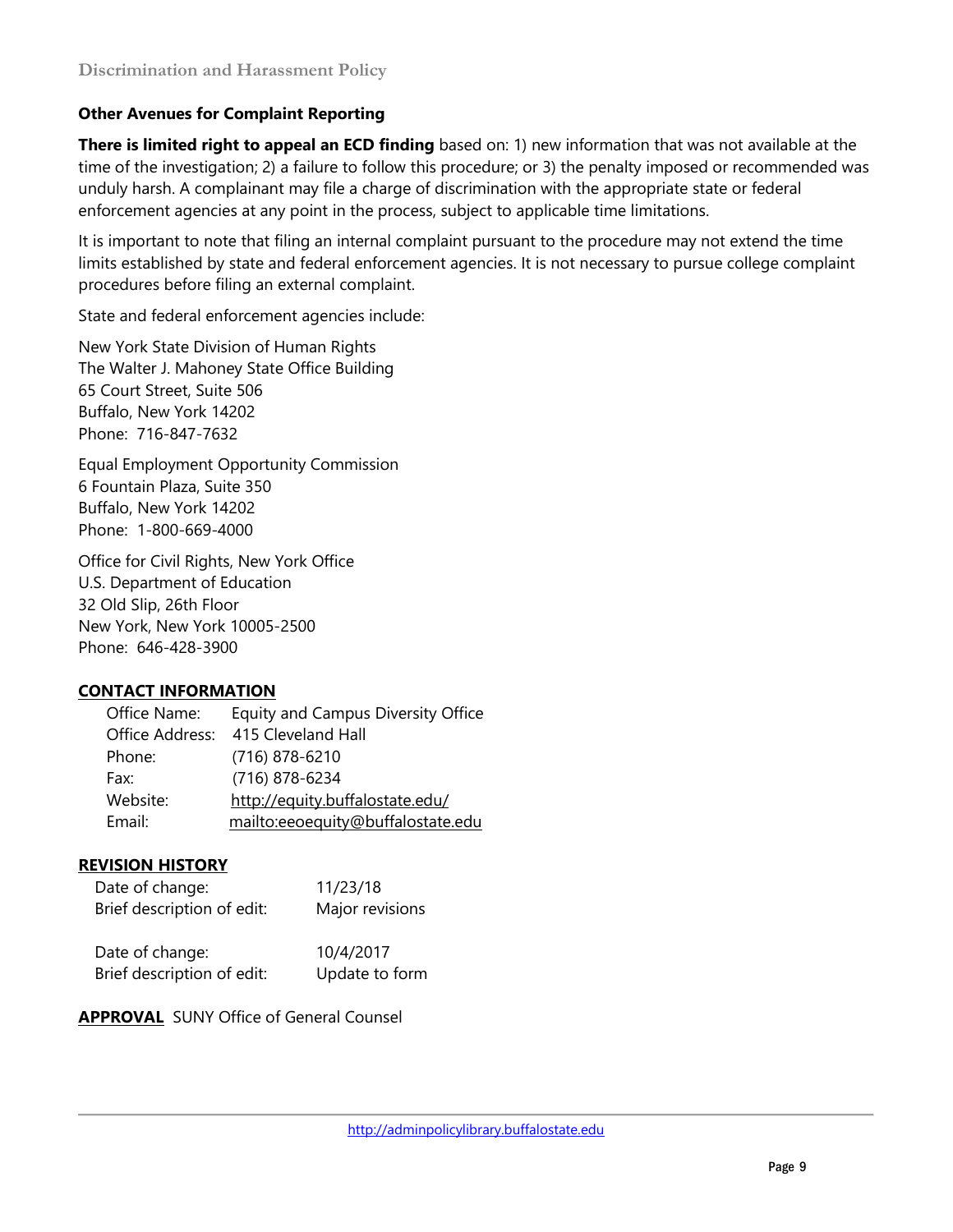### Other Avenues for Complaint Reporting

**There is limited right to appeal an ECD finding** based on: 1) new information that was not available at the time of the investigation; 2) a failure to follow this procedure; or 3) the penalty imposed or recommended was unduly harsh. A complainant may file a charge of discrimination with the appropriate state or federal enforcement agencies at any point in the process, subject to applicable time limitations.

It is important to note that filing an internal complaint pursuant to the procedure may not extend the time limits established by state and federal enforcement agencies. It is not necessary to pursue college complaint procedures before filing an external complaint.

State and federal enforcement agencies include:

New York State Division of Human Rights
The Walter J. Mahoney State Office Building
65 Court Street, Suite 506
Buffalo, New York 14202
Phone: 716-847-7632

Equal Employment Opportunity Commission
6 Fountain Plaza, Suite 350
Buffalo, New York 14202
Phone: 1-800-669-4000

Office for Civil Rights, New York Office
U.S. Department of Education
32 Old Slip, 26th Floor
New York, New York 10005-2500
Phone: 646-428-3900

## CONTACT INFORMATION

| | |
|---|---|
| Office Name: | Equity and Campus Diversity Office |
| Office Address: | 415 Cleveland Hall |
| Phone: | (716) 878-6210 |
| Fax: | (716) 878-6234 |
| Website: | http://equity.buffalostate.edu/ |
| Email: | mailto:eeoequity@buffalostate.edu |

## REVISION HISTORY

| | |
|---|---|
| Date of change: | 11/23/18 |
| Brief description of edit: | Major revisions |
| Date of change: | 10/4/2017 |
| Brief description of edit: | Update to form |

**APPROVAL** SUNY Office of General Counsel